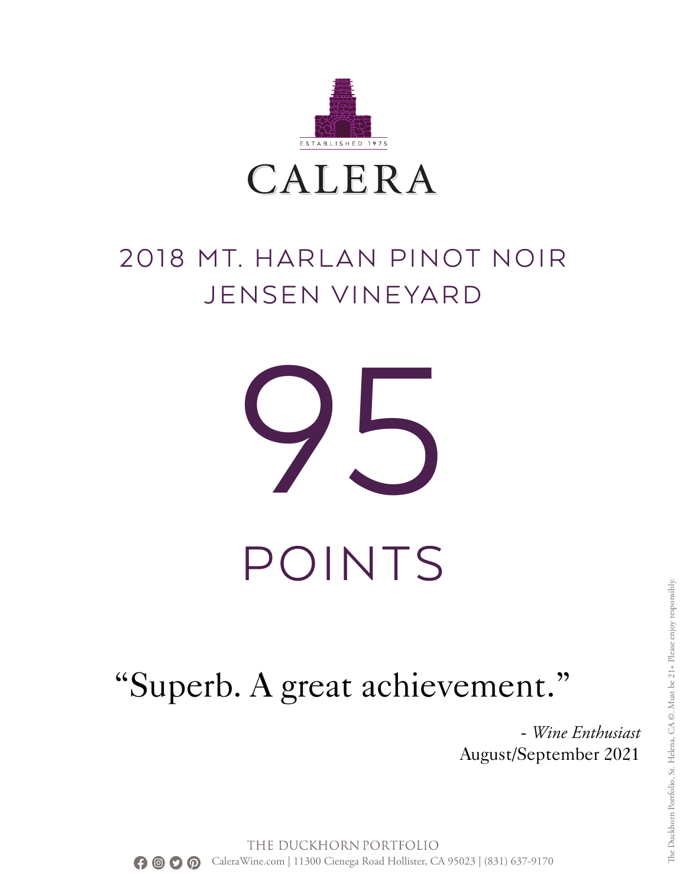ESTABLISHED 1975

# CALERA

## 2018 MT. HARLAN PINOT NOIR
## JENSEN VINEYARD

# 95

# POINTS

"Superb. A great achievement."

\- *Wine Enthusiast*
August/September 2021

THE DUCKHORN PORTFOLIO
CaleraWine.com | 11300 Cienega Road Hollister, CA 95023 | (831) 637-9170

The Duckhorn Portfolio, St. Helena, CA ©. Must be 21+ Please enjoy responsibly.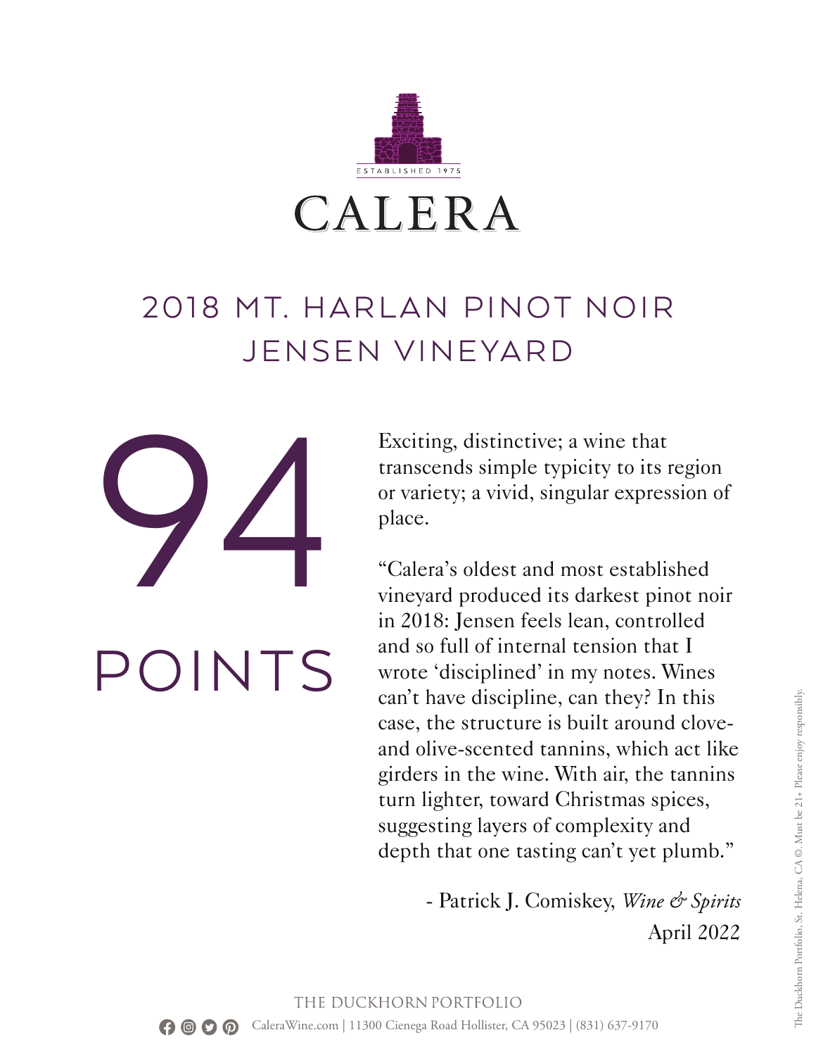ESTABLISHED 1975

# CALERA

## 2018 MT. HARLAN PINOT NOIR JENSEN VINEYARD

# 94 POINTS

Exciting, distinctive; a wine that transcends simple typicity to its region or variety; a vivid, singular expression of place.

"Calera's oldest and most established vineyard produced its darkest pinot noir in 2018: Jensen feels lean, controlled and so full of internal tension that I wrote 'disciplined' in my notes. Wines can't have discipline, can they? In this case, the structure is built around clove- and olive-scented tannins, which act like girders in the wine. With air, the tannins turn lighter, toward Christmas spices, suggesting layers of complexity and depth that one tasting can't yet plumb."

- Patrick J. Comiskey, *Wine & Spirits*
April 2022

THE DUCKHORN PORTFOLIO

CaleraWine.com | 11300 Cienega Road Hollister, CA 95023 | (831) 637-9170

The Duckhorn Portfolio, St. Helena, CA ©. Must be 21+ Please enjoy responsibly.